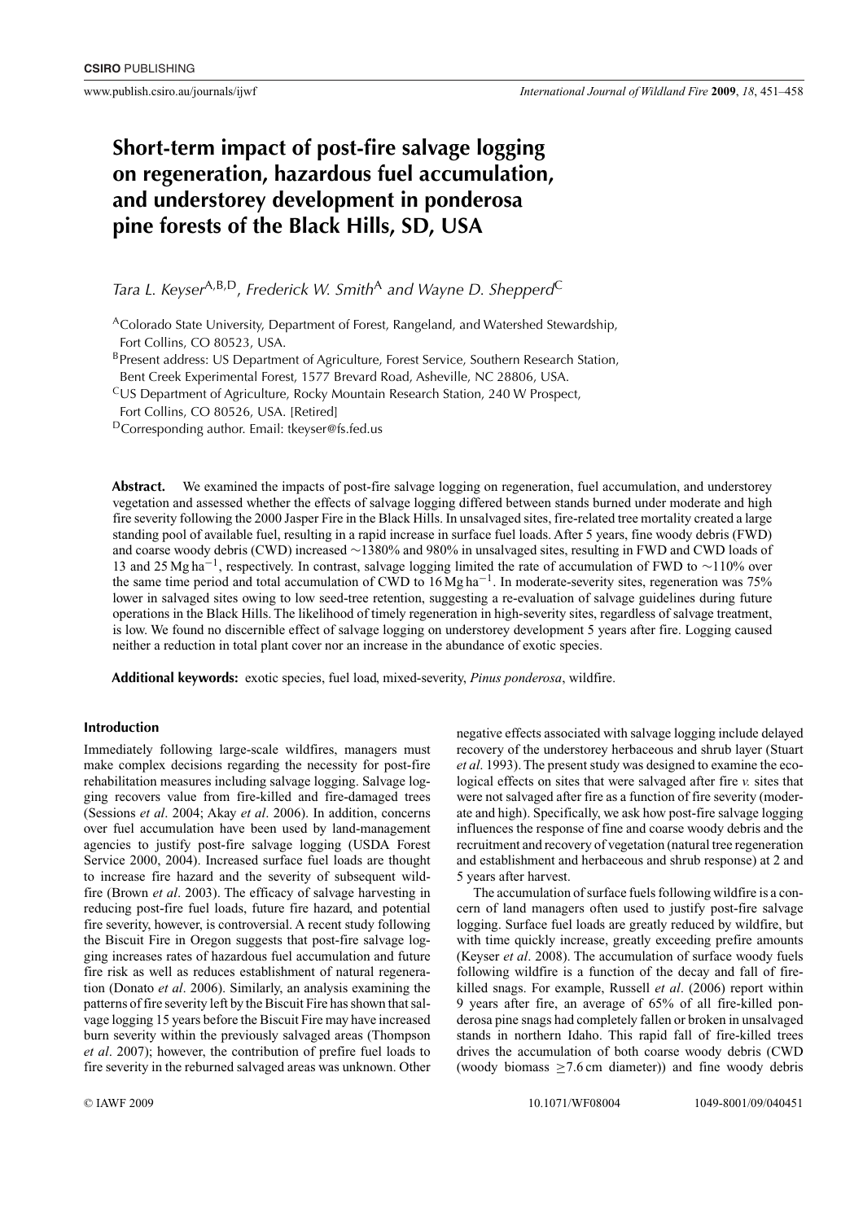# Short-term impact of post-fire salvage logging on regeneration, hazardous fuel accumulation, and understorey development in ponderosa pine forests of the Black Hills, SD, USA

*Tara L. Keyser*[A,B,D], *Frederick W. Smith*[A] *and Wayne D. Shepperd*[C]

[A]Colorado State University, Department of Forest, Rangeland, and Watershed Stewardship, Fort Collins, CO 80523, USA.

[B]Present address: US Department of Agriculture, Forest Service, Southern Research Station, Bent Creek Experimental Forest, 1577 Brevard Road, Asheville, NC 28806, USA.

[C]US Department of Agriculture, Forest Service, Rocky Mountain Research Station, 240 W Prospect, Fort Collins, CO 80526, USA. [Retired]

[D]Corresponding author. Email: tkeyser@fs.fed.us

**Abstract.** We examined the impacts of post-fire salvage logging on regeneration, fuel accumulation, and understorey vegetation and assessed whether the effects of salvage logging differed between stands burned under moderate and high fire severity following the 2000 Jasper Fire in the Black Hills. In unsalvaged sites, fire-related tree mortality created a large standing pool of available fuel, resulting in a rapid increase in surface fuel loads. After 5 years, fine woody debris (FWD) and coarse woody debris (CWD) increased ~1380% and 980% in unsalvaged sites, resulting in FWD and CWD loads of 13 and 25 Mg ha$^{-1}$, respectively. In contrast, salvage logging limited the rate of accumulation of FWD to ~110% over the same time period and total accumulation of CWD to 16 Mg ha$^{-1}$. In moderate-severity sites, regeneration was 75% lower in salvaged sites owing to low seed-tree retention, suggesting a re-evaluation of salvage guidelines during future operations in the Black Hills. The likelihood of timely regeneration in high-severity sites, regardless of salvage treatment, is low. We found no discernible effect of salvage logging on understorey development 5 years after fire. Logging caused neither a reduction in total plant cover nor an increase in the abundance of exotic species.

**Additional keywords:** exotic species, fuel load, mixed-severity, *Pinus ponderosa*, wildfire.

## Introduction

Immediately following large-scale wildfires, managers must make complex decisions regarding the necessity for post-fire rehabilitation measures including salvage logging. Salvage logging recovers value from fire-killed and fire-damaged trees (Sessions *et al*. 2004; Akay *et al*. 2006). In addition, concerns over fuel accumulation have been used by land-management agencies to justify post-fire salvage logging (USDA Forest Service 2000, 2004). Increased surface fuel loads are thought to increase fire hazard and the severity of subsequent wildfire (Brown *et al*. 2003). The efficacy of salvage harvesting in reducing post-fire fuel loads, future fire hazard, and potential fire severity, however, is controversial. A recent study following the Biscuit Fire in Oregon suggests that post-fire salvage logging increases rates of hazardous fuel accumulation and future fire risk as well as reduces establishment of natural regeneration (Donato *et al*. 2006). Similarly, an analysis examining the patterns of fire severity left by the Biscuit Fire has shown that salvage logging 15 years before the Biscuit Fire may have increased burn severity within the previously salvaged areas (Thompson *et al*. 2007); however, the contribution of prefire fuel loads to fire severity in the reburned salvaged areas was unknown. Other negative effects associated with salvage logging include delayed recovery of the understorey herbaceous and shrub layer (Stuart *et al*. 1993). The present study was designed to examine the ecological effects on sites that were salvaged after fire *v.* sites that were not salvaged after fire as a function of fire severity (moderate and high). Specifically, we ask how post-fire salvage logging influences the response of fine and coarse woody debris and the recruitment and recovery of vegetation (natural tree regeneration and establishment and herbaceous and shrub response) at 2 and 5 years after harvest.

The accumulation of surface fuels following wildfire is a concern of land managers often used to justify post-fire salvage logging. Surface fuel loads are greatly reduced by wildfire, but with time quickly increase, greatly exceeding prefire amounts (Keyser *et al*. 2008). The accumulation of surface woody fuels following wildfire is a function of the decay and fall of fire-killed snags. For example, Russell *et al*. (2006) report within 9 years after fire, an average of 65% of all fire-killed ponderosa pine snags had completely fallen or broken in unsalvaged stands in northern Idaho. This rapid fall of fire-killed trees drives the accumulation of both coarse woody debris (CWD (woody biomass ≥7.6 cm diameter)) and fine woody debris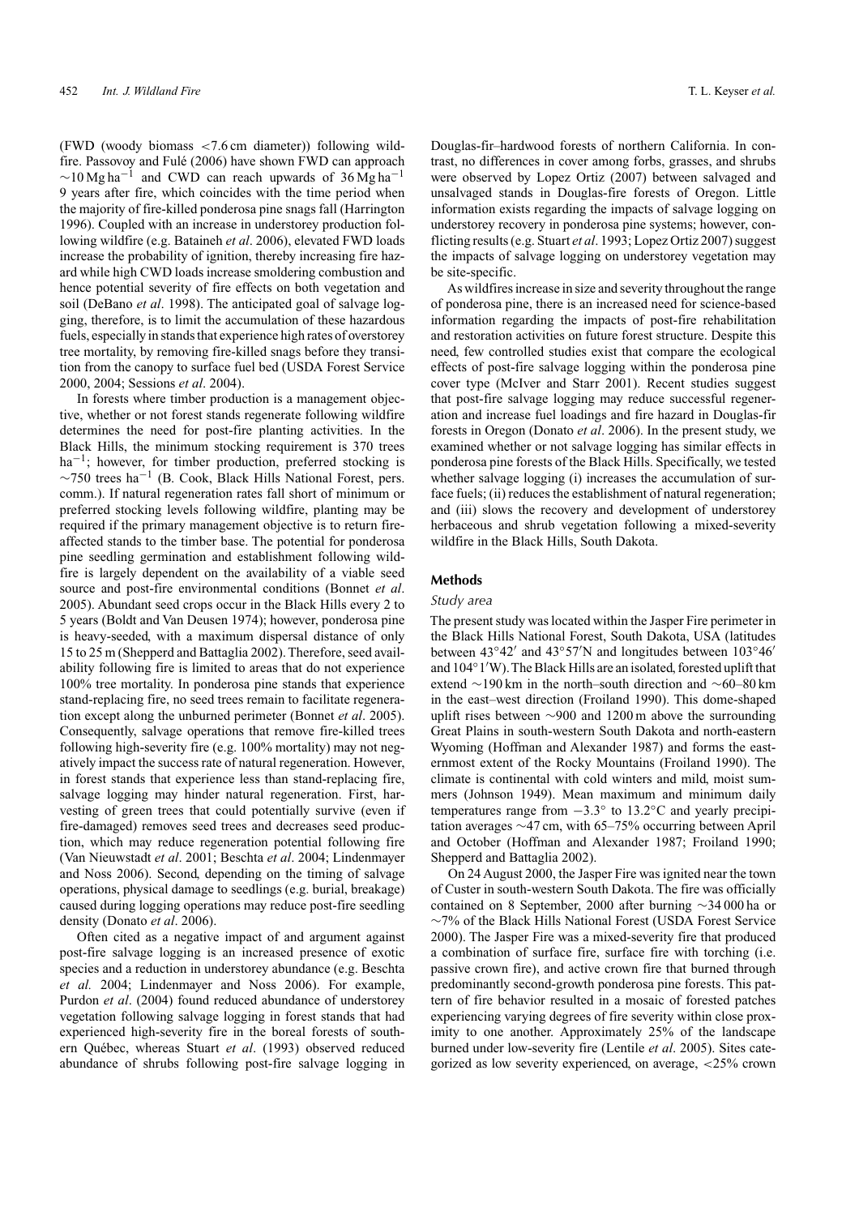(FWD (woody biomass <7.6 cm diameter)) following wildfire. Passovoy and Fulé (2006) have shown FWD can approach ~10 Mg ha$^{-1}$ and CWD can reach upwards of 36 Mg ha$^{-1}$ 9 years after fire, which coincides with the time period when the majority of fire-killed ponderosa pine snags fall (Harrington 1996). Coupled with an increase in understorey production following wildfire (e.g. Bataineh *et al*. 2006), elevated FWD loads increase the probability of ignition, thereby increasing fire hazard while high CWD loads increase smoldering combustion and hence potential severity of fire effects on both vegetation and soil (DeBano *et al*. 1998). The anticipated goal of salvage logging, therefore, is to limit the accumulation of these hazardous fuels, especially in stands that experience high rates of overstorey tree mortality, by removing fire-killed snags before they transition from the canopy to surface fuel bed (USDA Forest Service 2000, 2004; Sessions *et al*. 2004).

In forests where timber production is a management objective, whether or not forest stands regenerate following wildfire determines the need for post-fire planting activities. In the Black Hills, the minimum stocking requirement is 370 trees ha$^{-1}$; however, for timber production, preferred stocking is ~750 trees ha$^{-1}$ (B. Cook, Black Hills National Forest, pers. comm.). If natural regeneration rates fall short of minimum or preferred stocking levels following wildfire, planting may be required if the primary management objective is to return fire-affected stands to the timber base. The potential for ponderosa pine seedling germination and establishment following wildfire is largely dependent on the availability of a viable seed source and post-fire environmental conditions (Bonnet *et al*. 2005). Abundant seed crops occur in the Black Hills every 2 to 5 years (Boldt and Van Deusen 1974); however, ponderosa pine is heavy-seeded, with a maximum dispersal distance of only 15 to 25 m (Shepperd and Battaglia 2002). Therefore, seed availability following fire is limited to areas that do not experience 100% tree mortality. In ponderosa pine stands that experience stand-replacing fire, no seed trees remain to facilitate regeneration except along the unburned perimeter (Bonnet *et al*. 2005). Consequently, salvage operations that remove fire-killed trees following high-severity fire (e.g. 100% mortality) may not negatively impact the success rate of natural regeneration. However, in forest stands that experience less than stand-replacing fire, salvage logging may hinder natural regeneration. First, harvesting of green trees that could potentially survive (even if fire-damaged) removes seed trees and decreases seed production, which may reduce regeneration potential following fire (Van Nieuwstadt *et al*. 2001; Beschta *et al*. 2004; Lindenmayer and Noss 2006). Second, depending on the timing of salvage operations, physical damage to seedlings (e.g. burial, breakage) caused during logging operations may reduce post-fire seedling density (Donato *et al*. 2006).

Often cited as a negative impact of and argument against post-fire salvage logging is an increased presence of exotic species and a reduction in understorey abundance (e.g. Beschta *et al.* 2004; Lindenmayer and Noss 2006). For example, Purdon *et al*. (2004) found reduced abundance of understorey vegetation following salvage logging in forest stands that had experienced high-severity fire in the boreal forests of southern Québec, whereas Stuart *et al*. (1993) observed reduced abundance of shrubs following post-fire salvage logging in Douglas-fir–hardwood forests of northern California. In contrast, no differences in cover among forbs, grasses, and shrubs were observed by Lopez Ortiz (2007) between salvaged and unsalvaged stands in Douglas-fire forests of Oregon. Little information exists regarding the impacts of salvage logging on understorey recovery in ponderosa pine systems; however, conflicting results (e.g. Stuart *et al*. 1993; Lopez Ortiz 2007) suggest the impacts of salvage logging on understorey vegetation may be site-specific.

As wildfires increase in size and severity throughout the range of ponderosa pine, there is an increased need for science-based information regarding the impacts of post-fire rehabilitation and restoration activities on future forest structure. Despite this need, few controlled studies exist that compare the ecological effects of post-fire salvage logging within the ponderosa pine cover type (McIver and Starr 2001). Recent studies suggest that post-fire salvage logging may reduce successful regeneration and increase fuel loadings and fire hazard in Douglas-fir forests in Oregon (Donato *et al*. 2006). In the present study, we examined whether or not salvage logging has similar effects in ponderosa pine forests of the Black Hills. Specifically, we tested whether salvage logging (i) increases the accumulation of surface fuels; (ii) reduces the establishment of natural regeneration; and (iii) slows the recovery and development of understorey herbaceous and shrub vegetation following a mixed-severity wildfire in the Black Hills, South Dakota.

## Methods

### Study area

The present study was located within the Jasper Fire perimeter in the Black Hills National Forest, South Dakota, USA (latitudes between 43°42′ and 43°57′N and longitudes between 103°46′ and 104°1′W). The Black Hills are an isolated, forested uplift that extend ~190 km in the north–south direction and ~60–80 km in the east–west direction (Froiland 1990). This dome-shaped uplift rises between ~900 and 1200 m above the surrounding Great Plains in south-western South Dakota and north-eastern Wyoming (Hoffman and Alexander 1987) and forms the easternmost extent of the Rocky Mountains (Froiland 1990). The climate is continental with cold winters and mild, moist summers (Johnson 1949). Mean maximum and minimum daily temperatures range from −3.3° to 13.2°C and yearly precipitation averages ~47 cm, with 65–75% occurring between April and October (Hoffman and Alexander 1987; Froiland 1990; Shepperd and Battaglia 2002).

On 24 August 2000, the Jasper Fire was ignited near the town of Custer in south-western South Dakota. The fire was officially contained on 8 September, 2000 after burning ~34 000 ha or ~7% of the Black Hills National Forest (USDA Forest Service 2000). The Jasper Fire was a mixed-severity fire that produced a combination of surface fire, surface fire with torching (i.e. passive crown fire), and active crown fire that burned through predominantly second-growth ponderosa pine forests. This pattern of fire behavior resulted in a mosaic of forested patches experiencing varying degrees of fire severity within close proximity to one another. Approximately 25% of the landscape burned under low-severity fire (Lentile *et al*. 2005). Sites categorized as low severity experienced, on average, <25% crown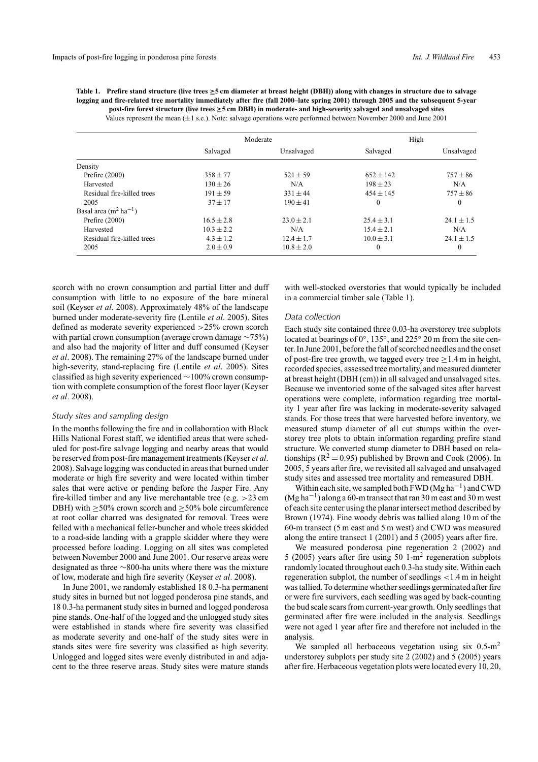**Table 1. Prefire stand structure (live trees ≥5 cm diameter at breast height (DBH)) along with changes in structure due to salvage logging and fire-related tree mortality immediately after fire (fall 2000–late spring 2001) through 2005 and the subsequent 5-year post-fire forest structure (live trees ≥5 cm DBH) in moderate- and high-severity salvaged and unsalvaged sites**

Values represent the mean (±1 s.e.). Note: salvage operations were performed between November 2000 and June 2001

| | Moderate | | High | |
|---|---|---|---|---|
| | Salvaged | Unsalvaged | Salvaged | Unsalvaged |
| Density | | | | |
| Prefire (2000) | 358 ± 77 | 521 ± 59 | 652 ± 142 | 757 ± 86 |
| Harvested | 130 ± 26 | N/A | 198 ± 23 | N/A |
| Residual fire-killed trees | 191 ± 59 | 331 ± 44 | 454 ± 145 | 757 ± 86 |
| 2005 | 37 ± 17 | 190 ± 41 | 0 | 0 |
| Basal area ($m^2\,ha^{-1}$) | | | | |
| Prefire (2000) | 16.5 ± 2.8 | 23.0 ± 2.1 | 25.4 ± 3.1 | 24.1 ± 1.5 |
| Harvested | 10.3 ± 2.2 | N/A | 15.4 ± 2.1 | N/A |
| Residual fire-killed trees | 4.3 ± 1.2 | 12.4 ± 1.7 | 10.0 ± 3.1 | 24.1 ± 1.5 |
| 2005 | 2.0 ± 0.9 | 10.8 ± 2.0 | 0 | 0 |

scorch with no crown consumption and partial litter and duff consumption with little to no exposure of the bare mineral soil (Keyser *et al*. 2008). Approximately 48% of the landscape burned under moderate-severity fire (Lentile *et al*. 2005). Sites defined as moderate severity experienced >25% crown scorch with partial crown consumption (average crown damage ~75%) and also had the majority of litter and duff consumed (Keyser *et al*. 2008). The remaining 27% of the landscape burned under high-severity, stand-replacing fire (Lentile *et al*. 2005). Sites classified as high severity experienced ~100% crown consumption with complete consumption of the forest floor layer (Keyser *et al*. 2008).

### Study sites and sampling design

In the months following the fire and in collaboration with Black Hills National Forest staff, we identified areas that were scheduled for post-fire salvage logging and nearby areas that would be reserved from post-fire management treatments (Keyser *et al*. 2008). Salvage logging was conducted in areas that burned under moderate or high fire severity and were located within timber sales that were active or pending before the Jasper Fire. Any fire-killed timber and any live merchantable tree (e.g. >23 cm DBH) with ≥50% crown scorch and ≥50% bole circumference at root collar charred was designated for removal. Trees were felled with a mechanical feller-buncher and whole trees skidded to a road-side landing with a grapple skidder where they were processed before loading. Logging on all sites was completed between November 2000 and June 2001. Our reserve areas were designated as three ~800-ha units where there was the mixture of low, moderate and high fire severity (Keyser *et al*. 2008).

In June 2001, we randomly established 18 0.3-ha permanent study sites in burned but not logged ponderosa pine stands, and 18 0.3-ha permanent study sites in burned and logged ponderosa pine stands. One-half of the logged and the unlogged study sites were established in stands where fire severity was classified as moderate severity and one-half of the study sites were in stands sites were fire severity was classified as high severity. Unlogged and logged sites were evenly distributed in and adjacent to the three reserve areas. Study sites were mature stands with well-stocked overstories that would typically be included in a commercial timber sale (Table 1).

### Data collection

Each study site contained three 0.03-ha overstorey tree subplots located at bearings of 0°, 135°, and 225° 20 m from the site center. In June 2001, before the fall of scorched needles and the onset of post-fire tree growth, we tagged every tree ≥1.4 m in height, recorded species, assessed tree mortality, and measured diameter at breast height (DBH (cm)) in all salvaged and unsalvaged sites. Because we inventoried some of the salvaged sites after harvest operations were complete, information regarding tree mortality 1 year after fire was lacking in moderate-severity salvaged stands. For those trees that were harvested before inventory, we measured stump diameter of all cut stumps within the overstorey tree plots to obtain information regarding prefire stand structure. We converted stump diameter to DBH based on relationships ($R^2 = 0.95$) published by Brown and Cook (2006). In 2005, 5 years after fire, we revisited all salvaged and unsalvaged study sites and assessed tree mortality and remeasured DBH.

Within each site, we sampled both FWD ($Mg\,ha^{-1}$) and CWD ($Mg\,ha^{-1}$) along a 60-m transect that ran 30 m east and 30 m west of each site center using the planar intersect method described by Brown (1974). Fine woody debris was tallied along 10 m of the 60-m transect (5 m east and 5 m west) and CWD was measured along the entire transect 1 (2001) and 5 (2005) years after fire.

We measured ponderosa pine regeneration 2 (2002) and 5 (2005) years after fire using 50 1-$m^2$ regeneration subplots randomly located throughout each 0.3-ha study site. Within each regeneration subplot, the number of seedlings <1.4 m in height was tallied. To determine whether seedlings germinated after fire or were fire survivors, each seedling was aged by back-counting the bud scale scars from current-year growth. Only seedlings that germinated after fire were included in the analysis. Seedlings were not aged 1 year after fire and therefore not included in the analysis.

We sampled all herbaceous vegetation using six 0.5-$m^2$ understorey subplots per study site 2 (2002) and 5 (2005) years after fire. Herbaceous vegetation plots were located every 10, 20,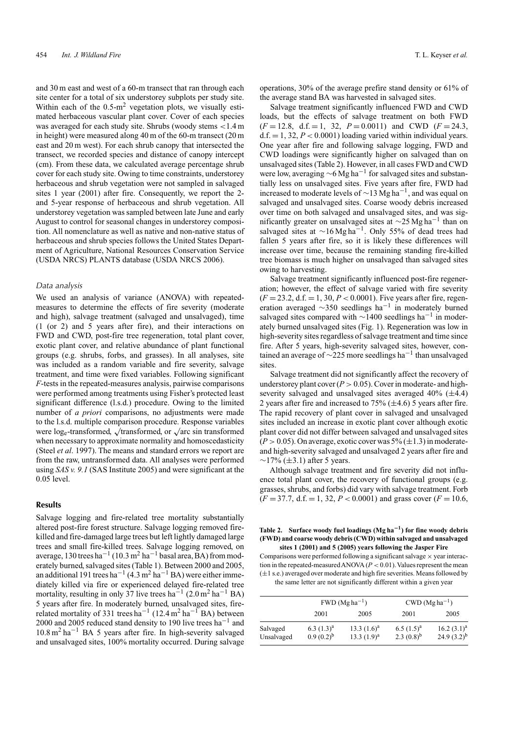and 30 m east and west of a 60-m transect that ran through each site center for a total of six understorey subplots per study site. Within each of the 0.5-$m^2$ vegetation plots, we visually estimated herbaceous vascular plant cover. Cover of each species was averaged for each study site. Shrubs (woody stems $<1.4$ m in height) were measured along 40 m of the 60-m transect (20 m east and 20 m west). For each shrub canopy that intersected the transect, we recorded species and distance of canopy intercept (cm). From these data, we calculated average percentage shrub cover for each study site. Owing to time constraints, understorey herbaceous and shrub vegetation were not sampled in salvaged sites 1 year (2001) after fire. Consequently, we report the 2- and 5-year response of herbaceous and shrub vegetation. All understorey vegetation was sampled between late June and early August to control for seasonal changes in understorey composition. All nomenclature as well as native and non-native status of herbaceous and shrub species follows the United States Department of Agriculture, National Resources Conservation Service (USDA NRCS) PLANTS database (USDA NRCS 2006).

### Data analysis

We used an analysis of variance (ANOVA) with repeated-measures to determine the effects of fire severity (moderate and high), salvage treatment (salvaged and unsalvaged), time (1 (or 2) and 5 years after fire), and their interactions on FWD and CWD, post-fire tree regeneration, total plant cover, exotic plant cover, and relative abundance of plant functional groups (e.g. shrubs, forbs, and grasses). In all analyses, site was included as a random variable and fire severity, salvage treatment, and time were fixed variables. Following significant *F*-tests in the repeated-measures analysis, pairwise comparisons were performed among treatments using Fisher's protected least significant difference (l.s.d.) procedure. Owing to the limited number of *a priori* comparisons, no adjustments were made to the l.s.d. multiple comparison procedure. Response variables were $\log_e$-transformed, $\sqrt{}$transformed, or $\sqrt{}$arc sin transformed when necessary to approximate normality and homoscedasticity (Steel *et al*. 1997). The means and standard errors we report are from the raw, untransformed data. All analyses were performed using *SAS v. 9.1* (SAS Institute 2005) and were significant at the 0.05 level.

## Results

Salvage logging and fire-related tree mortality substantially altered post-fire forest structure. Salvage logging removed fire-killed and fire-damaged large trees but left lightly damaged large trees and small fire-killed trees. Salvage logging removed, on average, 130 trees $ha^{-1}$ (10.3 $m^2$ $ha^{-1}$ basal area, BA) from moderately burned, salvaged sites (Table 1). Between 2000 and 2005, an additional 191 trees $ha^{-1}$ (4.3 $m^2$ $ha^{-1}$ BA) were either immediately killed via fire or experienced delayed fire-related tree mortality, resulting in only 37 live trees $ha^{-1}$ (2.0 $m^2$ $ha^{-1}$ BA) 5 years after fire. In moderately burned, unsalvaged sites, fire-related mortality of 331 trees $ha^{-1}$ (12.4 $m^2$ $ha^{-1}$ BA) between 2000 and 2005 reduced stand density to 190 live trees $ha^{-1}$ and 10.8 $m^2$ $ha^{-1}$ BA 5 years after fire. In high-severity salvaged and unsalvaged sites, 100% mortality occurred. During salvage operations, 30% of the average prefire stand density or 61% of the average stand BA was harvested in salvaged sites.

Salvage treatment significantly influenced FWD and CWD loads, but the effects of salvage treatment on both FWD ($F = 12.8$, d.f. $= 1$, 32, $P = 0.0011$) and CWD ($F = 24.3$, d.f. $= 1$, 32, $P < 0.0001$) loading varied within individual years. One year after fire and following salvage logging, FWD and CWD loadings were significantly higher on salvaged than on unsalvaged sites (Table 2). However, in all cases FWD and CWD were low, averaging ~6 Mg $ha^{-1}$ for salvaged sites and substantially less on unsalvaged sites. Five years after fire, FWD had increased to moderate levels of ~13 Mg $ha^{-1}$, and was equal on salvaged and unsalvaged sites. Coarse woody debris increased over time on both salvaged and unsalvaged sites, and was significantly greater on unsalvaged sites at ~25 Mg $ha^{-1}$ than on salvaged sites at ~16 Mg $ha^{-1}$. Only 55% of dead trees had fallen 5 years after fire, so it is likely these differences will increase over time, because the remaining standing fire-killed tree biomass is much higher on unsalvaged than salvaged sites owing to harvesting.

Salvage treatment significantly influenced post-fire regeneration; however, the effect of salvage varied with fire severity ($F = 23.2$, d.f. $= 1$, 30, $P < 0.0001$). Five years after fire, regeneration averaged ~350 seedlings $ha^{-1}$ in moderately burned salvaged sites compared with ~1400 seedlings $ha^{-1}$ in moderately burned unsalvaged sites (Fig. 1). Regeneration was low in high-severity sites regardless of salvage treatment and time since fire. After 5 years, high-severity salvaged sites, however, contained an average of ~225 more seedlings $ha^{-1}$ than unsalvaged sites.

Salvage treatment did not significantly affect the recovery of understorey plant cover ($P > 0.05$). Cover in moderate- and high-severity salvaged and unsalvaged sites averaged 40% ($\pm$4.4) 2 years after fire and increased to 75% ($\pm$4.6) 5 years after fire. The rapid recovery of plant cover in salvaged and unsalvaged sites included an increase in exotic plant cover although exotic plant cover did not differ between salvaged and unsalvaged sites ($P > 0.05$). On average, exotic cover was 5% ($\pm$1.3) in moderate- and high-severity salvaged and unsalvaged 2 years after fire and ~17% ($\pm$3.1) after 5 years.

Although salvage treatment and fire severity did not influence total plant cover, the recovery of functional groups (e.g. grasses, shrubs, and forbs) did vary with salvage treatment. Forb ($F = 37.7$, d.f. $= 1$, 32, $P < 0.0001$) and grass cover ($F = 10.6$,

**Table 2. Surface woody fuel loadings (Mg $ha^{-1}$) for fine woody debris (FWD) and coarse woody debris (CWD) within salvaged and unsalvaged sites 1 (2001) and 5 (2005) years following the Jasper Fire**

Comparisons were performed following a significant salvage × year interaction in the repeated-measured ANOVA ($P < 0.01$). Values represent the mean ($\pm$1 s.e.) averaged over moderate and high fire severities. Means followed by the same letter are not significantly different within a given year

| | FWD (Mg $ha^{-1}$) | | CWD (Mg $ha^{-1}$) | |
|---|---|---|---|---|
| | 2001 | 2005 | 2001 | 2005 |
| Salvaged | 6.3 (1.3)[a] | 13.3 (1.6)[a] | 6.5 (1.5)[a] | 16.2 (3.1)[a] |
| Unsalvaged | 0.9 (0.2)[b] | 13.3 (1.9)[a] | 2.3 (0.8)[b] | 24.9 (3.2)[b] |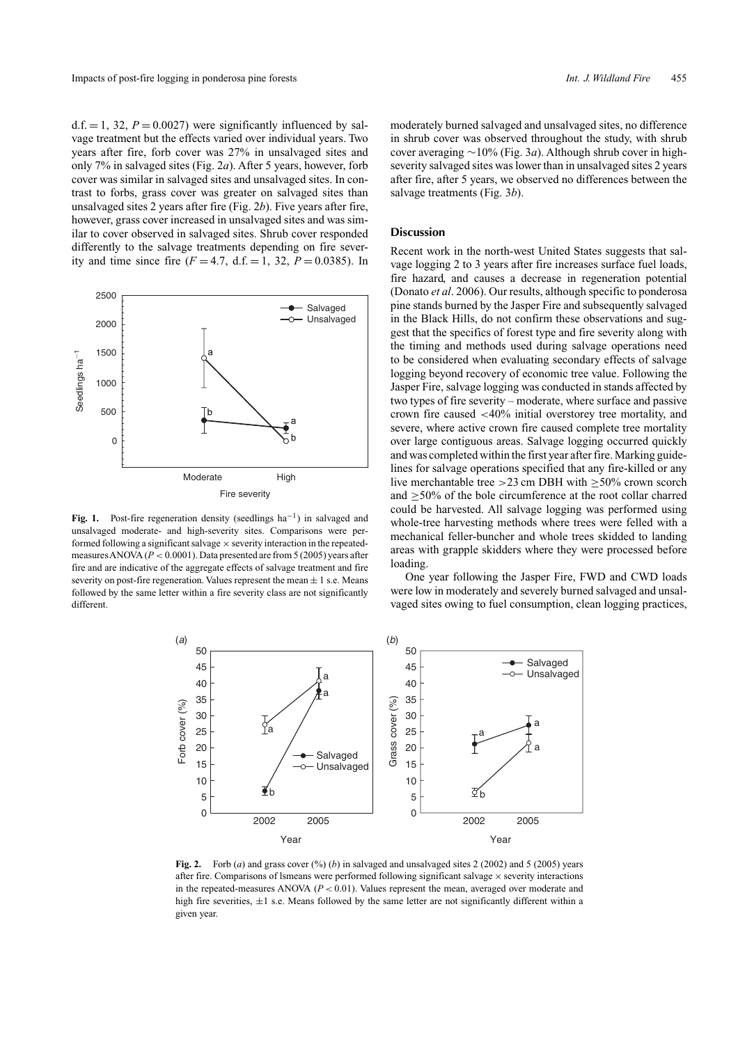d.f. = 1, 32, $P = 0.0027$) were significantly influenced by salvage treatment but the effects varied over individual years. Two years after fire, forb cover was 27% in unsalvaged sites and only 7% in salvaged sites (Fig. 2*a*). After 5 years, however, forb cover was similar in salvaged sites and unsalvaged sites. In contrast to forbs, grass cover was greater on salvaged sites than unsalvaged sites 2 years after fire (Fig. 2*b*). Five years after fire, however, grass cover increased in unsalvaged sites and was similar to cover observed in salvaged sites. Shrub cover responded differently to the salvage treatments depending on fire severity and time since fire ($F = 4.7$, d.f. = 1, 32, $P = 0.0385$). In moderately burned salvaged and unsalvaged sites, no difference in shrub cover was observed throughout the study, with shrub cover averaging ~10% (Fig. 3*a*). Although shrub cover in high-severity salvaged sites was lower than in unsalvaged sites 2 years after fire, after 5 years, we observed no differences between the salvage treatments (Fig. 3*b*).

**Fig. 1.** Post-fire regeneration density (seedlings ha$^{-1}$) in salvaged and unsalvaged moderate- and high-severity sites. Comparisons were performed following a significant salvage × severity interaction in the repeated-measures ANOVA ($P < 0.0001$). Data presented are from 5 (2005) years after fire and are indicative of the aggregate effects of salvage treatment and fire severity on post-fire regeneration. Values represent the mean ± 1 s.e. Means followed by the same letter within a fire severity class are not significantly different.

## Discussion

Recent work in the north-west United States suggests that salvage logging 2 to 3 years after fire increases surface fuel loads, fire hazard, and causes a decrease in regeneration potential (Donato *et al*. 2006). Our results, although specific to ponderosa pine stands burned by the Jasper Fire and subsequently salvaged in the Black Hills, do not confirm these observations and suggest that the specifics of forest type and fire severity along with the timing and methods used during salvage operations need to be considered when evaluating secondary effects of salvage logging beyond recovery of economic tree value. Following the Jasper Fire, salvage logging was conducted in stands affected by two types of fire severity – moderate, where surface and passive crown fire caused <40% initial overstorey tree mortality, and severe, where active crown fire caused complete tree mortality over large contiguous areas. Salvage logging occurred quickly and was completed within the first year after fire. Marking guidelines for salvage operations specified that any fire-killed or any live merchantable tree >23 cm DBH with ≥50% crown scorch and ≥50% of the bole circumference at the root collar charred could be harvested. All salvage logging was performed using whole-tree harvesting methods where trees were felled with a mechanical feller-buncher and whole trees skidded to landing areas with grapple skidders where they were processed before loading.

One year following the Jasper Fire, FWD and CWD loads were low in moderately and severely burned salvaged and unsalvaged sites owing to fuel consumption, clean logging practices,

**Fig. 2.** Forb (*a*) and grass cover (%) (*b*) in salvaged and unsalvaged sites 2 (2002) and 5 (2005) years after fire. Comparisons of lsmeans were performed following significant salvage × severity interactions in the repeated-measures ANOVA ($P < 0.01$). Values represent the mean, averaged over moderate and high fire severities, ±1 s.e. Means followed by the same letter are not significantly different within a given year.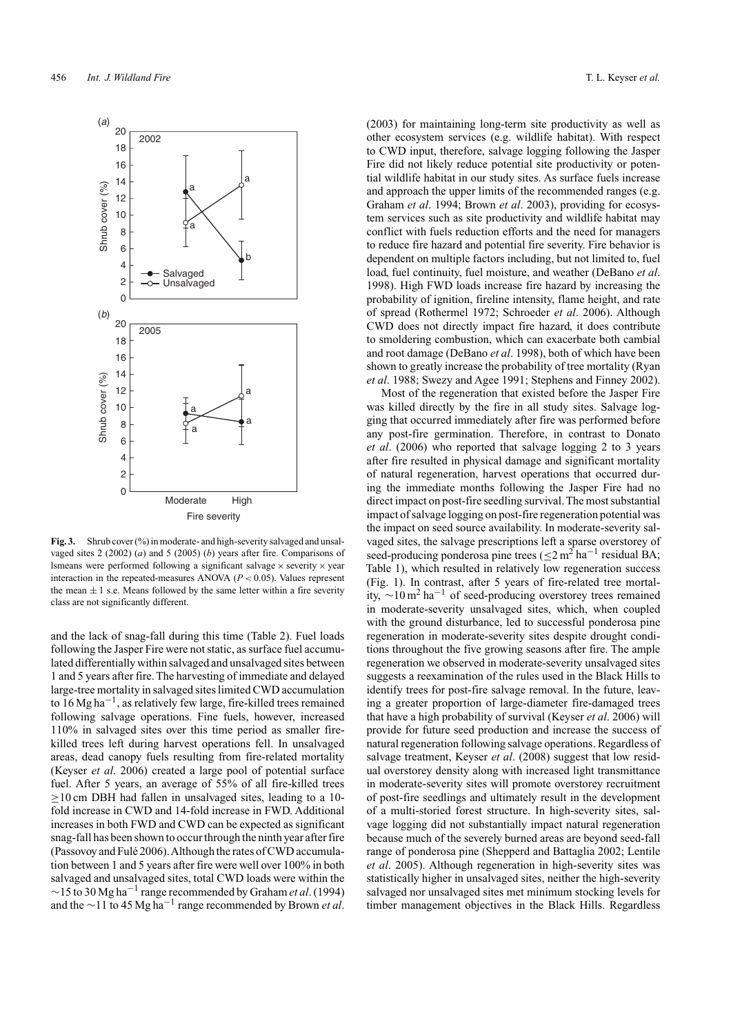**Fig. 3.** Shrub cover (%) in moderate- and high-severity salvaged and unsalvaged sites 2 (2002) (*a*) and 5 (2005) (*b*) years after fire. Comparisons of lsmeans were performed following a significant salvage × severity × year interaction in the repeated-measures ANOVA ($P < 0.05$). Values represent the mean ± 1 s.e. Means followed by the same letter within a fire severity class are not significantly different.

and the lack of snag-fall during this time (Table 2). Fuel loads following the Jasper Fire were not static, as surface fuel accumulated differentially within salvaged and unsalvaged sites between 1 and 5 years after fire. The harvesting of immediate and delayed large-tree mortality in salvaged sites limited CWD accumulation to 16 Mg ha$^{-1}$, as relatively few large, fire-killed trees remained following salvage operations. Fine fuels, however, increased 110% in salvaged sites over this time period as smaller fire-killed trees left during harvest operations fell. In unsalvaged areas, dead canopy fuels resulting from fire-related mortality (Keyser *et al.* 2006) created a large pool of potential surface fuel. After 5 years, an average of 55% of all fire-killed trees ≥10 cm DBH had fallen in unsalvaged sites, leading to a 10-fold increase in CWD and 14-fold increase in FWD. Additional increases in both FWD and CWD can be expected as significant snag-fall has been shown to occur through the ninth year after fire (Passovoy and Fulé 2006). Although the rates of CWD accumulation between 1 and 5 years after fire were well over 100% in both salvaged and unsalvaged sites, total CWD loads were within the ~15 to 30 Mg ha$^{-1}$ range recommended by Graham *et al.* (1994) and the ~11 to 45 Mg ha$^{-1}$ range recommended by Brown *et al.* (2003) for maintaining long-term site productivity as well as other ecosystem services (e.g. wildlife habitat). With respect to CWD input, therefore, salvage logging following the Jasper Fire did not likely reduce potential site productivity or potential wildlife habitat in our study sites. As surface fuels increase and approach the upper limits of the recommended ranges (e.g. Graham *et al.* 1994; Brown *et al.* 2003), providing for ecosystem services such as site productivity and wildlife habitat may conflict with fuels reduction efforts and the need for managers to reduce fire hazard and potential fire severity. Fire behavior is dependent on multiple factors including, but not limited to, fuel load, fuel continuity, fuel moisture, and weather (DeBano *et al.* 1998). High FWD loads increase fire hazard by increasing the probability of ignition, fireline intensity, flame height, and rate of spread (Rothermel 1972; Schroeder *et al.* 2006). Although CWD does not directly impact fire hazard, it does contribute to smoldering combustion, which can exacerbate both cambial and root damage (DeBano *et al.* 1998), both of which have been shown to greatly increase the probability of tree mortality (Ryan *et al.* 1988; Swezy and Agee 1991; Stephens and Finney 2002).

Most of the regeneration that existed before the Jasper Fire was killed directly by the fire in all study sites. Salvage logging that occurred immediately after fire was performed before any post-fire germination. Therefore, in contrast to Donato *et al.* (2006) who reported that salvage logging 2 to 3 years after fire resulted in physical damage and significant mortality of natural regeneration, harvest operations that occurred during the immediate months following the Jasper Fire had no direct impact on post-fire seedling survival. The most substantial impact of salvage logging on post-fire regeneration potential was the impact on seed source availability. In moderate-severity salvaged sites, the salvage prescriptions left a sparse overstorey of seed-producing ponderosa pine trees (≤2 m$^2$ ha$^{-1}$ residual BA; Table 1), which resulted in relatively low regeneration success (Fig. 1). In contrast, after 5 years of fire-related tree mortality, ~10 m$^2$ ha$^{-1}$ of seed-producing overstorey trees remained in moderate-severity unsalvaged sites, which, when coupled with the ground disturbance, led to successful ponderosa pine regeneration in moderate-severity sites despite drought conditions throughout the five growing seasons after fire. The ample regeneration we observed in moderate-severity unsalvaged sites suggests a reexamination of the rules used in the Black Hills to identify trees for post-fire salvage removal. In the future, leaving a greater proportion of large-diameter fire-damaged trees that have a high probability of survival (Keyser *et al.* 2006) will provide for future seed production and increase the success of natural regeneration following salvage operations. Regardless of salvage treatment, Keyser *et al.* (2008) suggest that low residual overstorey density along with increased light transmittance in moderate-severity sites will promote overstorey recruitment of post-fire seedlings and ultimately result in the development of a multi-storied forest structure. In high-severity sites, salvage logging did not substantially impact natural regeneration because much of the severely burned areas are beyond seed-fall range of ponderosa pine (Shepperd and Battaglia 2002; Lentile *et al.* 2005). Although regeneration in high-severity sites was statistically higher in unsalvaged sites, neither the high-severity salvaged nor unsalvaged sites met minimum stocking levels for timber management objectives in the Black Hills. Regardless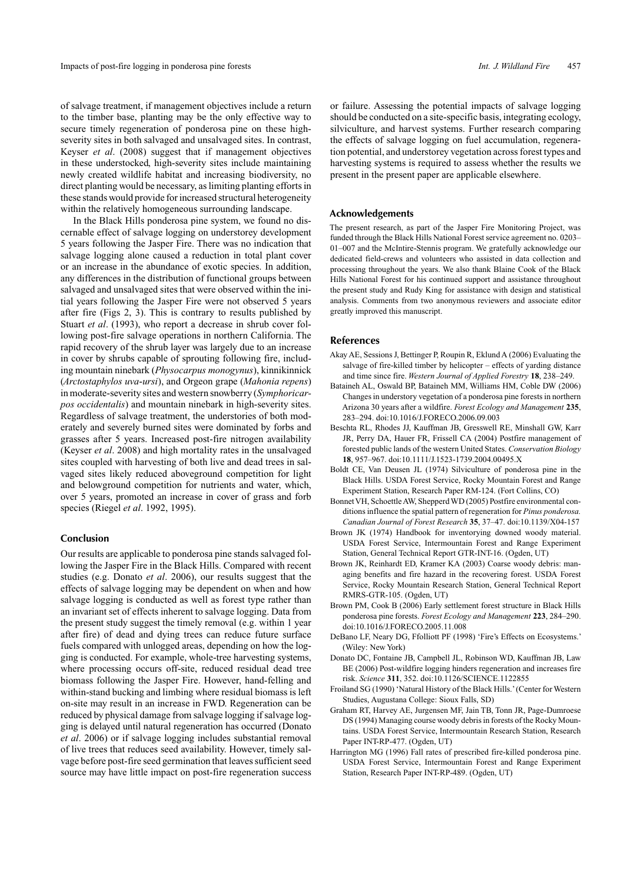of salvage treatment, if management objectives include a return to the timber base, planting may be the only effective way to secure timely regeneration of ponderosa pine on these high-severity sites in both salvaged and unsalvaged sites. In contrast, Keyser *et al*. (2008) suggest that if management objectives in these understocked, high-severity sites include maintaining newly created wildlife habitat and increasing biodiversity, no direct planting would be necessary, as limiting planting efforts in these stands would provide for increased structural heterogeneity within the relatively homogeneous surrounding landscape.

In the Black Hills ponderosa pine system, we found no discernable effect of salvage logging on understorey development 5 years following the Jasper Fire. There was no indication that salvage logging alone caused a reduction in total plant cover or an increase in the abundance of exotic species. In addition, any differences in the distribution of functional groups between salvaged and unsalvaged sites that were observed within the initial years following the Jasper Fire were not observed 5 years after fire (Figs 2, 3). This is contrary to results published by Stuart *et al*. (1993), who report a decrease in shrub cover following post-fire salvage operations in northern California. The rapid recovery of the shrub layer was largely due to an increase in cover by shrubs capable of sprouting following fire, including mountain ninebark (*Physocarpus monogynus*), kinnikinnick (*Arctostaphylos uva-ursi*), and Orgeon grape (*Mahonia repens*) in moderate-severity sites and western snowberry (*Symphoricarpos occidentalis*) and mountain ninebark in high-severity sites. Regardless of salvage treatment, the understories of both moderately and severely burned sites were dominated by forbs and grasses after 5 years. Increased post-fire nitrogen availability (Keyser *et al*. 2008) and high mortality rates in the unsalvaged sites coupled with harvesting of both live and dead trees in salvaged sites likely reduced aboveground competition for light and belowground competition for nutrients and water, which, over 5 years, promoted an increase in cover of grass and forb species (Riegel *et al*. 1992, 1995).

## Conclusion

Our results are applicable to ponderosa pine stands salvaged following the Jasper Fire in the Black Hills. Compared with recent studies (e.g. Donato *et al*. 2006), our results suggest that the effects of salvage logging may be dependent on when and how salvage logging is conducted as well as forest type rather than an invariant set of effects inherent to salvage logging. Data from the present study suggest the timely removal (e.g. within 1 year after fire) of dead and dying trees can reduce future surface fuels compared with unlogged areas, depending on how the logging is conducted. For example, whole-tree harvesting systems, where processing occurs off-site, reduced residual dead tree biomass following the Jasper Fire. However, hand-felling and within-stand bucking and limbing where residual biomass is left on-site may result in an increase in FWD. Regeneration can be reduced by physical damage from salvage logging if salvage logging is delayed until natural regeneration has occurred (Donato *et al*. 2006) or if salvage logging includes substantial removal of live trees that reduces seed availability. However, timely salvage before post-fire seed germination that leaves sufficient seed source may have little impact on post-fire regeneration success or failure. Assessing the potential impacts of salvage logging should be conducted on a site-specific basis, integrating ecology, silviculture, and harvest systems. Further research comparing the effects of salvage logging on fuel accumulation, regeneration potential, and understorey vegetation across forest types and harvesting systems is required to assess whether the results we present in the present paper are applicable elsewhere.

## Acknowledgements

The present research, as part of the Jasper Fire Monitoring Project, was funded through the Black Hills National Forest service agreement no. 0203–01–007 and the McIntire-Stennis program. We gratefully acknowledge our dedicated field-crews and volunteers who assisted in data collection and processing throughout the years. We also thank Blaine Cook of the Black Hills National Forest for his continued support and assistance throughout the present study and Rudy King for assistance with design and statistical analysis. Comments from two anonymous reviewers and associate editor greatly improved this manuscript.

## References

Akay AE, Sessions J, Bettinger P, Roupin R, Eklund A (2006) Evaluating the salvage of fire-killed timber by helicopter – effects of yarding distance and time since fire. *Western Journal of Applied Forestry* **18**, 238–249.

Bataineh AL, Oswald BP, Bataineh MM, Williams HM, Coble DW (2006) Changes in understory vegetation of a ponderosa pine forests in northern Arizona 30 years after a wildfire. *Forest Ecology and Management* **235**, 283–294. doi:10.1016/J.FORECO.2006.09.003

Beschta RL, Rhodes JJ, Kauffman JB, Gresswell RE, Minshall GW, Karr JR, Perry DA, Hauer FR, Frissell CA (2004) Postfire management of forested public lands of the western United States. *Conservation Biology* **18**, 957–967. doi:10.1111/J.1523-1739.2004.00495.X

Boldt CE, Van Deusen JL (1974) Silviculture of ponderosa pine in the Black Hills. USDA Forest Service, Rocky Mountain Forest and Range Experiment Station, Research Paper RM-124. (Fort Collins, CO)

Bonnet VH, Schoettle AW, Shepperd WD (2005) Postfire environmental conditions influence the spatial pattern of regeneration for *Pinus ponderosa*. *Canadian Journal of Forest Research* **35**, 37–47. doi:10.1139/X04-157

Brown JK (1974) Handbook for inventorying downed woody material. USDA Forest Service, Intermountain Forest and Range Experiment Station, General Technical Report GTR-INT-16. (Ogden, UT)

Brown JK, Reinhardt ED, Kramer KA (2003) Coarse woody debris: managing benefits and fire hazard in the recovering forest. USDA Forest Service, Rocky Mountain Research Station, General Technical Report RMRS-GTR-105. (Ogden, UT)

Brown PM, Cook B (2006) Early settlement forest structure in Black Hills ponderosa pine forests. *Forest Ecology and Management* **223**, 284–290. doi:10.1016/J.FORECO.2005.11.008

DeBano LF, Neary DG, Ffolliott PF (1998) 'Fire's Effects on Ecosystems.' (Wiley: New York)

Donato DC, Fontaine JB, Campbell JL, Robinson WD, Kauffman JB, Law BE (2006) Post-wildfire logging hinders regeneration and increases fire risk. *Science* **311**, 352. doi:10.1126/SCIENCE.1122855

Froiland SG (1990) 'Natural History of the Black Hills.' (Center for Western Studies, Augustana College: Sioux Falls, SD)

Graham RT, Harvey AE, Jurgensen MF, Jain TB, Tonn JR, Page-Dumroese DS (1994) Managing course woody debris in forests of the Rocky Mountains. USDA Forest Service, Intermountain Research Station, Research Paper INT-RP-477. (Ogden, UT)

Harrington MG (1996) Fall rates of prescribed fire-killed ponderosa pine. USDA Forest Service, Intermountain Forest and Range Experiment Station, Research Paper INT-RP-489. (Ogden, UT)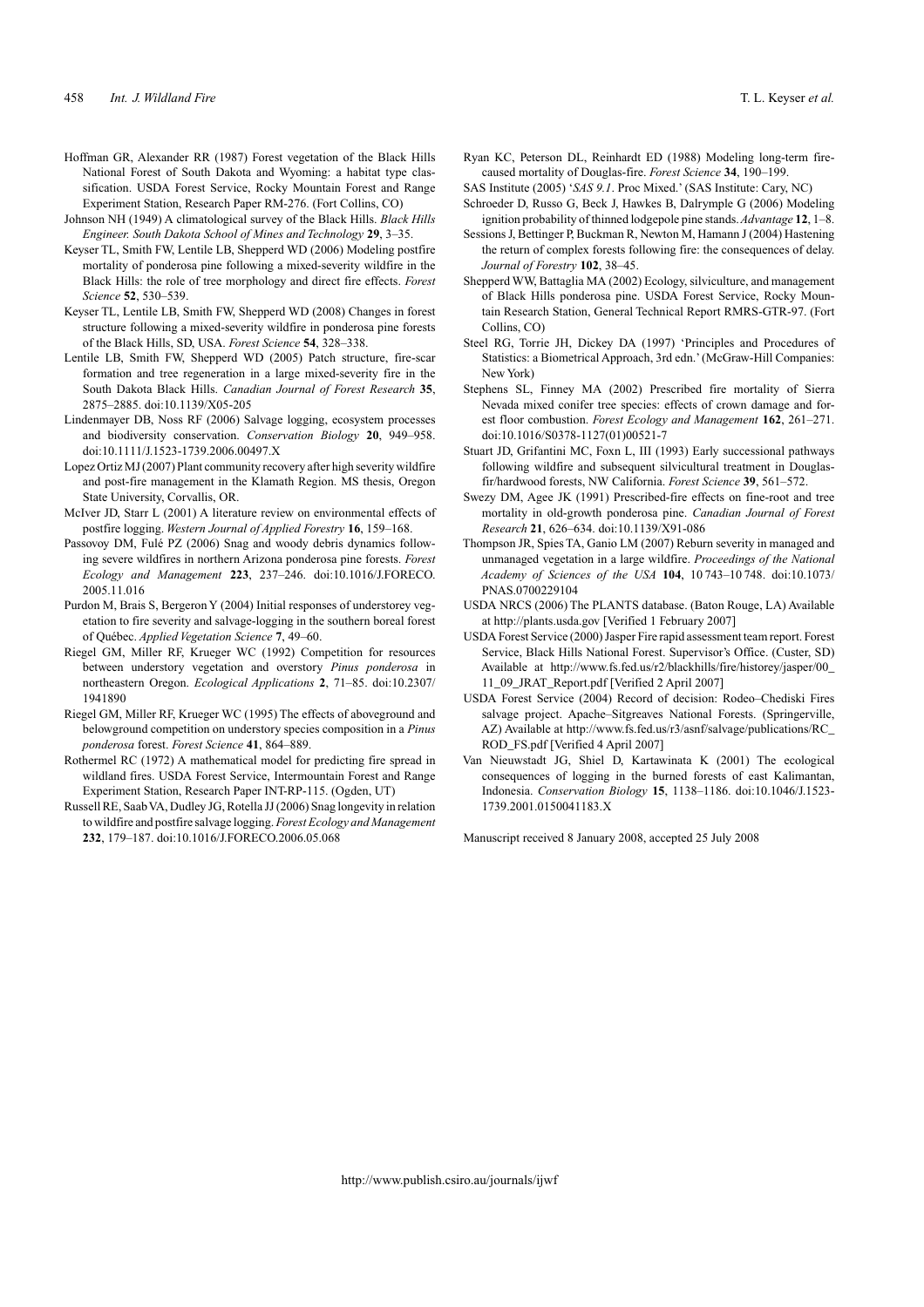Hoffman GR, Alexander RR (1987) Forest vegetation of the Black Hills National Forest of South Dakota and Wyoming: a habitat type classification. USDA Forest Service, Rocky Mountain Forest and Range Experiment Station, Research Paper RM-276. (Fort Collins, CO)

Johnson NH (1949) A climatological survey of the Black Hills. *Black Hills Engineer. South Dakota School of Mines and Technology* **29**, 3–35.

Keyser TL, Smith FW, Lentile LB, Shepperd WD (2006) Modeling postfire mortality of ponderosa pine following a mixed-severity wildfire in the Black Hills: the role of tree morphology and direct fire effects. *Forest Science* **52**, 530–539.

Keyser TL, Lentile LB, Smith FW, Shepperd WD (2008) Changes in forest structure following a mixed-severity wildfire in ponderosa pine forests of the Black Hills, SD, USA. *Forest Science* **54**, 328–338.

Lentile LB, Smith FW, Shepperd WD (2005) Patch structure, fire-scar formation and tree regeneration in a large mixed-severity fire in the South Dakota Black Hills. *Canadian Journal of Forest Research* **35**, 2875–2885. doi:10.1139/X05-205

Lindenmayer DB, Noss RF (2006) Salvage logging, ecosystem processes and biodiversity conservation. *Conservation Biology* **20**, 949–958. doi:10.1111/J.1523-1739.2006.00497.X

Lopez Ortiz MJ (2007) Plant community recovery after high severity wildfire and post-fire management in the Klamath Region. MS thesis, Oregon State University, Corvallis, OR.

McIver JD, Starr L (2001) A literature review on environmental effects of postfire logging. *Western Journal of Applied Forestry* **16**, 159–168.

Passovoy DM, Fulé PZ (2006) Snag and woody debris dynamics following severe wildfires in northern Arizona ponderosa pine forests. *Forest Ecology and Management* **223**, 237–246. doi:10.1016/J.FORECO.2005.11.016

Purdon M, Brais S, Bergeron Y (2004) Initial responses of understorey vegetation to fire severity and salvage-logging in the southern boreal forest of Québec. *Applied Vegetation Science* **7**, 49–60.

Riegel GM, Miller RF, Krueger WC (1992) Competition for resources between understory vegetation and overstory *Pinus ponderosa* in northeastern Oregon. *Ecological Applications* **2**, 71–85. doi:10.2307/1941890

Riegel GM, Miller RF, Krueger WC (1995) The effects of aboveground and belowground competition on understory species composition in a *Pinus ponderosa* forest. *Forest Science* **41**, 864–889.

Rothermel RC (1972) A mathematical model for predicting fire spread in wildland fires. USDA Forest Service, Intermountain Forest and Range Experiment Station, Research Paper INT-RP-115. (Ogden, UT)

Russell RE, Saab VA, Dudley JG, Rotella JJ (2006) Snag longevity in relation to wildfire and postfire salvage logging. *Forest Ecology and Management* **232**, 179–187. doi:10.1016/J.FORECO.2006.05.068

Ryan KC, Peterson DL, Reinhardt ED (1988) Modeling long-term fire-caused mortality of Douglas-fire. *Forest Science* **34**, 190–199.

SAS Institute (2005) '*SAS 9.1*. Proc Mixed.' (SAS Institute: Cary, NC)

Schroeder D, Russo G, Beck J, Hawkes B, Dalrymple G (2006) Modeling ignition probability of thinned lodgepole pine stands. *Advantage* **12**, 1–8.

Sessions J, Bettinger P, Buckman R, Newton M, Hamann J (2004) Hastening the return of complex forests following fire: the consequences of delay. *Journal of Forestry* **102**, 38–45.

Shepperd WW, Battaglia MA (2002) Ecology, silviculture, and management of Black Hills ponderosa pine. USDA Forest Service, Rocky Mountain Research Station, General Technical Report RMRS-GTR-97. (Fort Collins, CO)

Steel RG, Torrie JH, Dickey DA (1997) 'Principles and Procedures of Statistics: a Biometrical Approach, 3rd edn.' (McGraw-Hill Companies: New York)

Stephens SL, Finney MA (2002) Prescribed fire mortality of Sierra Nevada mixed conifer tree species: effects of crown damage and forest floor combustion. *Forest Ecology and Management* **162**, 261–271. doi:10.1016/S0378-1127(01)00521-7

Stuart JD, Grifantini MC, Foxn L, III (1993) Early successional pathways following wildfire and subsequent silvicultural treatment in Douglas-fir/hardwood forests, NW California. *Forest Science* **39**, 561–572.

Swezy DM, Agee JK (1991) Prescribed-fire effects on fine-root and tree mortality in old-growth ponderosa pine. *Canadian Journal of Forest Research* **21**, 626–634. doi:10.1139/X91-086

Thompson JR, Spies TA, Ganio LM (2007) Reburn severity in managed and unmanaged vegetation in a large wildfire. *Proceedings of the National Academy of Sciences of the USA* **104**, 10 743–10 748. doi:10.1073/PNAS.0700229104

USDA NRCS (2006) The PLANTS database. (Baton Rouge, LA) Available at http://plants.usda.gov [Verified 1 February 2007]

USDA Forest Service (2000) Jasper Fire rapid assessment team report. Forest Service, Black Hills National Forest. Supervisor's Office. (Custer, SD) Available at http://www.fs.fed.us/r2/blackhills/fire/historey/jasper/00_11_09_JRAT_Report.pdf [Verified 2 April 2007]

USDA Forest Service (2004) Record of decision: Rodeo–Chediski Fires salvage project. Apache–Sitgreaves National Forests. (Springerville, AZ) Available at http://www.fs.fed.us/r3/asnf/salvage/publications/RC_ROD_FS.pdf [Verified 4 April 2007]

Van Nieuwstadt JG, Shiel D, Kartawinata K (2001) The ecological consequences of logging in the burned forests of east Kalimantan, Indonesia. *Conservation Biology* **15**, 1138–1186. doi:10.1046/J.1523-1739.2001.0150041183.X

Manuscript received 8 January 2008, accepted 25 July 2008

http://www.publish.csiro.au/journals/ijwf